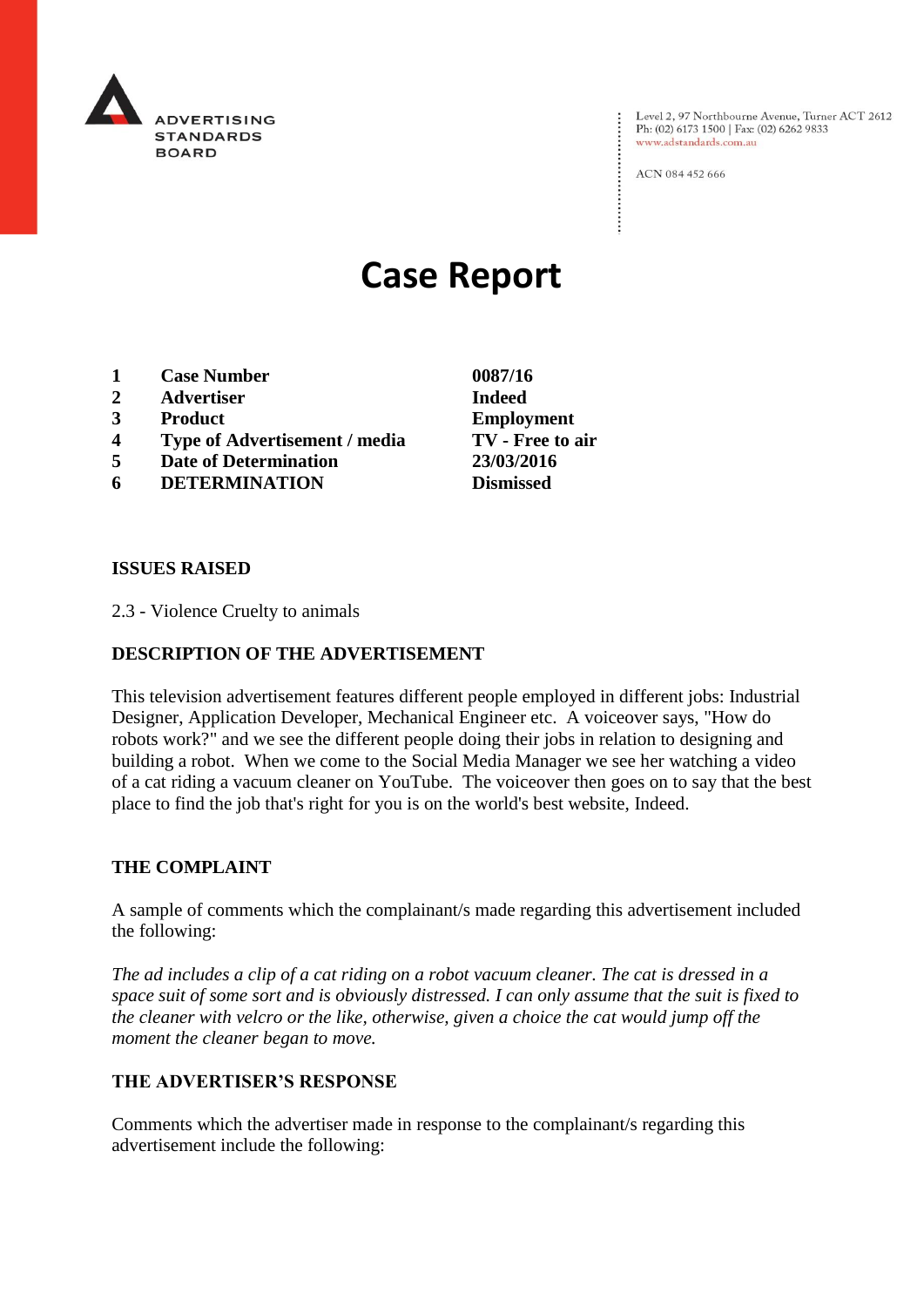ADVERTISING STANDARDS BOARD

Level 2, 97 Northbourne Avenue, Turner ACT 2612
Ph: (02) 6173 1500 | Fax: (02) 6262 9833
www.adstandards.com.au

ACN 084 452 666

# Case Report

| | | |
|---|---|---|
| **1** | **Case Number** | **0087/16** |
| **2** | **Advertiser** | **Indeed** |
| **3** | **Product** | **Employment** |
| **4** | **Type of Advertisement / media** | **TV - Free to air** |
| **5** | **Date of Determination** | **23/03/2016** |
| **6** | **DETERMINATION** | **Dismissed** |

**ISSUES RAISED**

2.3 - Violence Cruelty to animals

**DESCRIPTION OF THE ADVERTISEMENT**

This television advertisement features different people employed in different jobs: Industrial Designer, Application Developer, Mechanical Engineer etc. A voiceover says, "How do robots work?" and we see the different people doing their jobs in relation to designing and building a robot. When we come to the Social Media Manager we see her watching a video of a cat riding a vacuum cleaner on YouTube. The voiceover then goes on to say that the best place to find the job that's right for you is on the world's best website, Indeed.

**THE COMPLAINT**

A sample of comments which the complainant/s made regarding this advertisement included the following:

*The ad includes a clip of a cat riding on a robot vacuum cleaner. The cat is dressed in a space suit of some sort and is obviously distressed. I can only assume that the suit is fixed to the cleaner with velcro or the like, otherwise, given a choice the cat would jump off the moment the cleaner began to move.*

**THE ADVERTISER'S RESPONSE**

Comments which the advertiser made in response to the complainant/s regarding this advertisement include the following: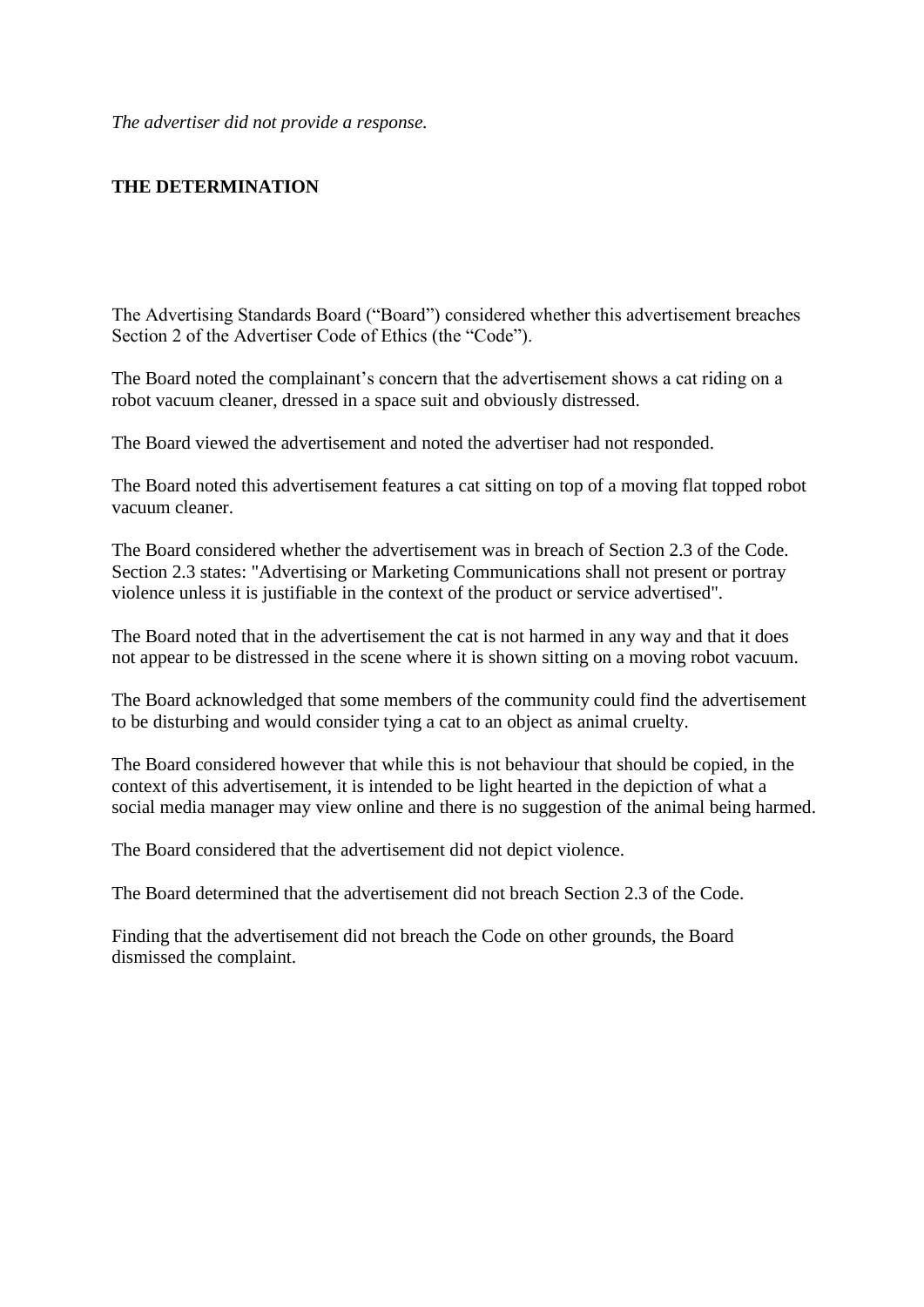*The advertiser did not provide a response.*

**THE DETERMINATION**

The Advertising Standards Board ("Board") considered whether this advertisement breaches Section 2 of the Advertiser Code of Ethics (the "Code").

The Board noted the complainant's concern that the advertisement shows a cat riding on a robot vacuum cleaner, dressed in a space suit and obviously distressed.

The Board viewed the advertisement and noted the advertiser had not responded.

The Board noted this advertisement features a cat sitting on top of a moving flat topped robot vacuum cleaner.

The Board considered whether the advertisement was in breach of Section 2.3 of the Code. Section 2.3 states: "Advertising or Marketing Communications shall not present or portray violence unless it is justifiable in the context of the product or service advertised".

The Board noted that in the advertisement the cat is not harmed in any way and that it does not appear to be distressed in the scene where it is shown sitting on a moving robot vacuum.

The Board acknowledged that some members of the community could find the advertisement to be disturbing and would consider tying a cat to an object as animal cruelty.

The Board considered however that while this is not behaviour that should be copied, in the context of this advertisement, it is intended to be light hearted in the depiction of what a social media manager may view online and there is no suggestion of the animal being harmed.

The Board considered that the advertisement did not depict violence.

The Board determined that the advertisement did not breach Section 2.3 of the Code.

Finding that the advertisement did not breach the Code on other grounds, the Board dismissed the complaint.